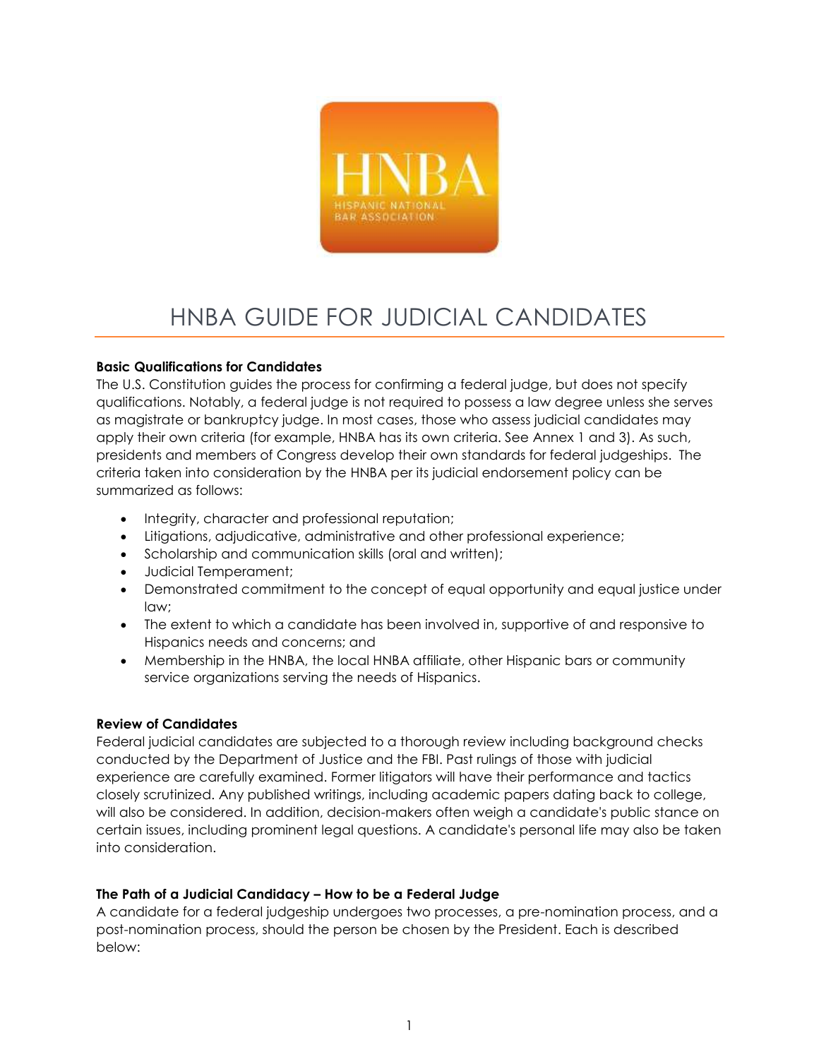# HNBA GUIDE FOR JUDICIAL CANDIDATES

**Basic Qualifications for Candidates**

The U.S. Constitution guides the process for confirming a federal judge, but does not specify qualifications. Notably, a federal judge is not required to possess a law degree unless she serves as magistrate or bankruptcy judge. In most cases, those who assess judicial candidates may apply their own criteria (for example, HNBA has its own criteria. See Annex 1 and 3). As such, presidents and members of Congress develop their own standards for federal judgeships. The criteria taken into consideration by the HNBA per its judicial endorsement policy can be summarized as follows:

- Integrity, character and professional reputation;
- Litigations, adjudicative, administrative and other professional experience;
- Scholarship and communication skills (oral and written);
- Judicial Temperament;
- Demonstrated commitment to the concept of equal opportunity and equal justice under law;
- The extent to which a candidate has been involved in, supportive of and responsive to Hispanics needs and concerns; and
- Membership in the HNBA, the local HNBA affiliate, other Hispanic bars or community service organizations serving the needs of Hispanics.

**Review of Candidates**

Federal judicial candidates are subjected to a thorough review including background checks conducted by the Department of Justice and the FBI. Past rulings of those with judicial experience are carefully examined. Former litigators will have their performance and tactics closely scrutinized. Any published writings, including academic papers dating back to college, will also be considered. In addition, decision-makers often weigh a candidate's public stance on certain issues, including prominent legal questions. A candidate's personal life may also be taken into consideration.

**The Path of a Judicial Candidacy – How to be a Federal Judge**

A candidate for a federal judgeship undergoes two processes, a pre-nomination process, and a post-nomination process, should the person be chosen by the President. Each is described below: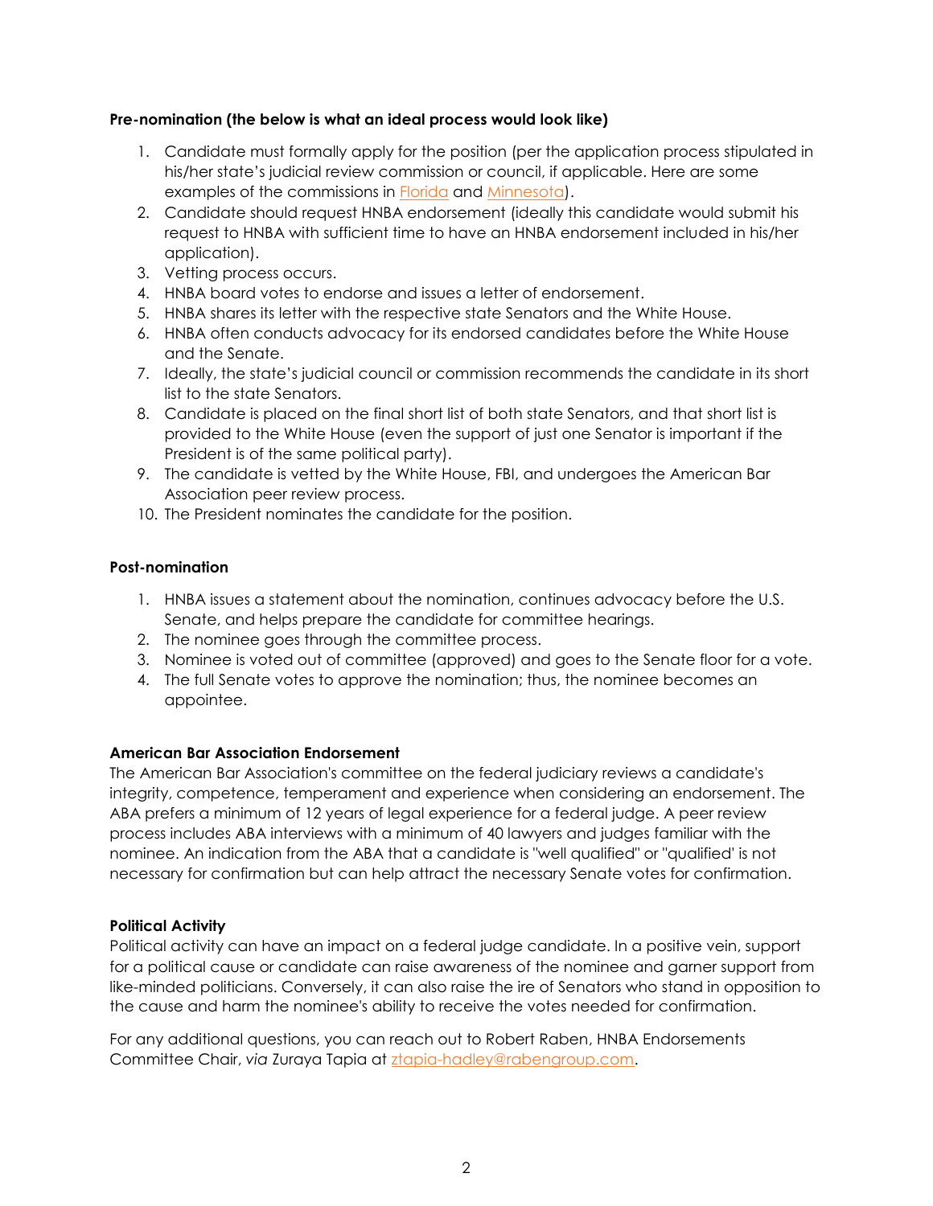**Pre-nomination (the below is what an ideal process would look like)**

1. Candidate must formally apply for the position (per the application process stipulated in his/her state's judicial review commission or council, if applicable. Here are some examples of the commissions in Florida and Minnesota).
2. Candidate should request HNBA endorsement (ideally this candidate would submit his request to HNBA with sufficient time to have an HNBA endorsement included in his/her application).
3. Vetting process occurs.
4. HNBA board votes to endorse and issues a letter of endorsement.
5. HNBA shares its letter with the respective state Senators and the White House.
6. HNBA often conducts advocacy for its endorsed candidates before the White House and the Senate.
7. Ideally, the state's judicial council or commission recommends the candidate in its short list to the state Senators.
8. Candidate is placed on the final short list of both state Senators, and that short list is provided to the White House (even the support of just one Senator is important if the President is of the same political party).
9. The candidate is vetted by the White House, FBI, and undergoes the American Bar Association peer review process.
10. The President nominates the candidate for the position.

**Post-nomination**

1. HNBA issues a statement about the nomination, continues advocacy before the U.S. Senate, and helps prepare the candidate for committee hearings.
2. The nominee goes through the committee process.
3. Nominee is voted out of committee (approved) and goes to the Senate floor for a vote.
4. The full Senate votes to approve the nomination; thus, the nominee becomes an appointee.

**American Bar Association Endorsement**

The American Bar Association's committee on the federal judiciary reviews a candidate's integrity, competence, temperament and experience when considering an endorsement. The ABA prefers a minimum of 12 years of legal experience for a federal judge. A peer review process includes ABA interviews with a minimum of 40 lawyers and judges familiar with the nominee. An indication from the ABA that a candidate is "well qualified" or "qualified' is not necessary for confirmation but can help attract the necessary Senate votes for confirmation.

**Political Activity**

Political activity can have an impact on a federal judge candidate. In a positive vein, support for a political cause or candidate can raise awareness of the nominee and garner support from like-minded politicians. Conversely, it can also raise the ire of Senators who stand in opposition to the cause and harm the nominee's ability to receive the votes needed for confirmation.

For any additional questions, you can reach out to Robert Raben, HNBA Endorsements Committee Chair, *via* Zuraya Tapia at ztapia-hadley@rabengroup.com.